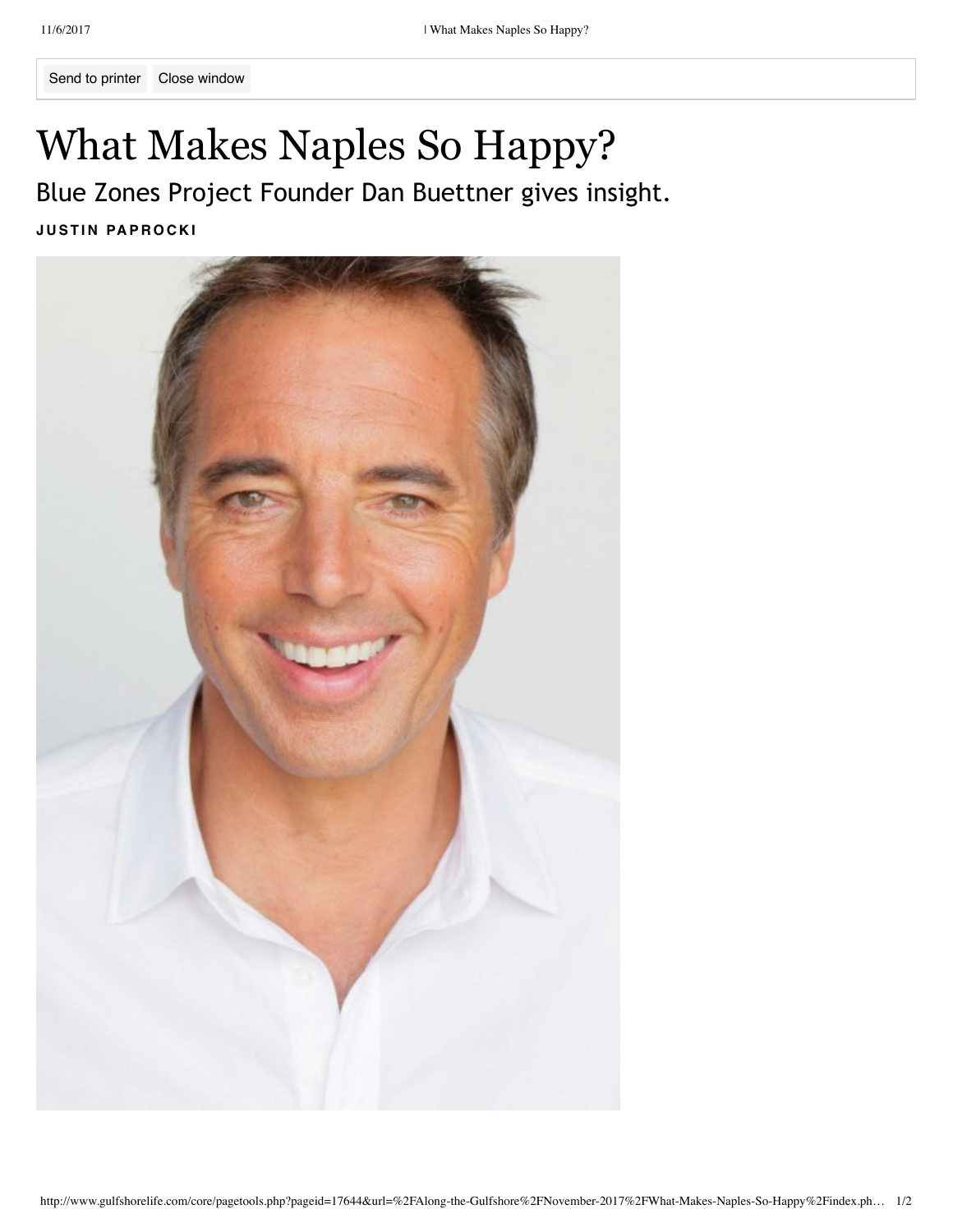# What Makes Naples So Happy?

## Blue Zones Project Founder Dan Buettner gives insight.

**JUSTIN PAPROCKI**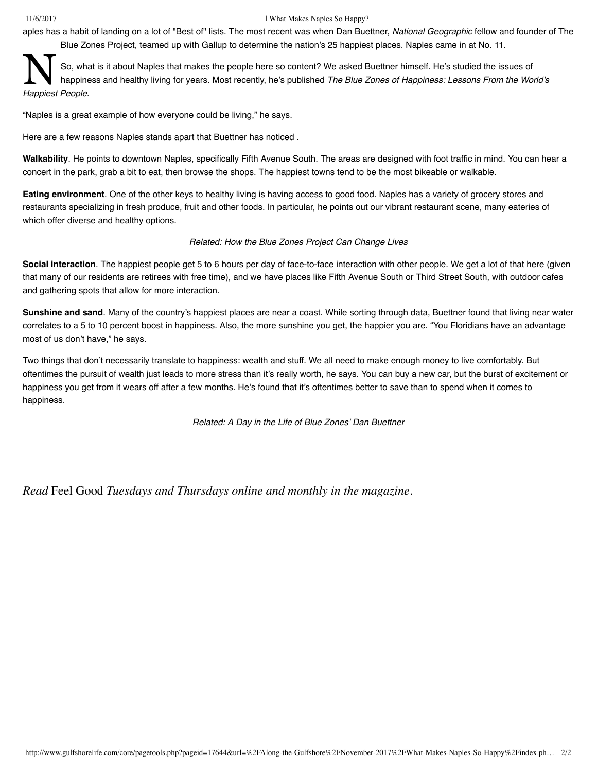Naples has a habit of landing on a lot of "Best of" lists. The most recent was when Dan Buettner, *National Geographic* fellow and founder of The Blue Zones Project, teamed up with Gallup to determine the nation's 25 happiest places. Naples came in at No. 11.

So, what is it about Naples that makes the people here so content? We asked Buettner himself. He's studied the issues of happiness and healthy living for years. Most recently, he's published *The Blue Zones of Happiness: Lessons From the World's Happiest People*.

"Naples is a great example of how everyone could be living," he says.

Here are a few reasons Naples stands apart that Buettner has noticed .

**Walkability**. He points to downtown Naples, specifically Fifth Avenue South. The areas are designed with foot traffic in mind. You can hear a concert in the park, grab a bit to eat, then browse the shops. The happiest towns tend to be the most bikeable or walkable.

**Eating environment**. One of the other keys to healthy living is having access to good food. Naples has a variety of grocery stores and restaurants specializing in fresh produce, fruit and other foods. In particular, he points out our vibrant restaurant scene, many eateries of which offer diverse and healthy options.

*Related: How the Blue Zones Project Can Change Lives*

**Social interaction**. The happiest people get 5 to 6 hours per day of face-to-face interaction with other people. We get a lot of that here (given that many of our residents are retirees with free time), and we have places like Fifth Avenue South or Third Street South, with outdoor cafes and gathering spots that allow for more interaction.

**Sunshine and sand**. Many of the country's happiest places are near a coast. While sorting through data, Buettner found that living near water correlates to a 5 to 10 percent boost in happiness. Also, the more sunshine you get, the happier you are. "You Floridians have an advantage most of us don't have," he says.

Two things that don't necessarily translate to happiness: wealth and stuff. We all need to make enough money to live comfortably. But oftentimes the pursuit of wealth just leads to more stress than it's really worth, he says. You can buy a new car, but the burst of excitement or happiness you get from it wears off after a few months. He's found that it's oftentimes better to save than to spend when it comes to happiness.

*Related: A Day in the Life of Blue Zones' Dan Buettner*

*Read* Feel Good *Tuesdays and Thursdays online and monthly in the magazine*.